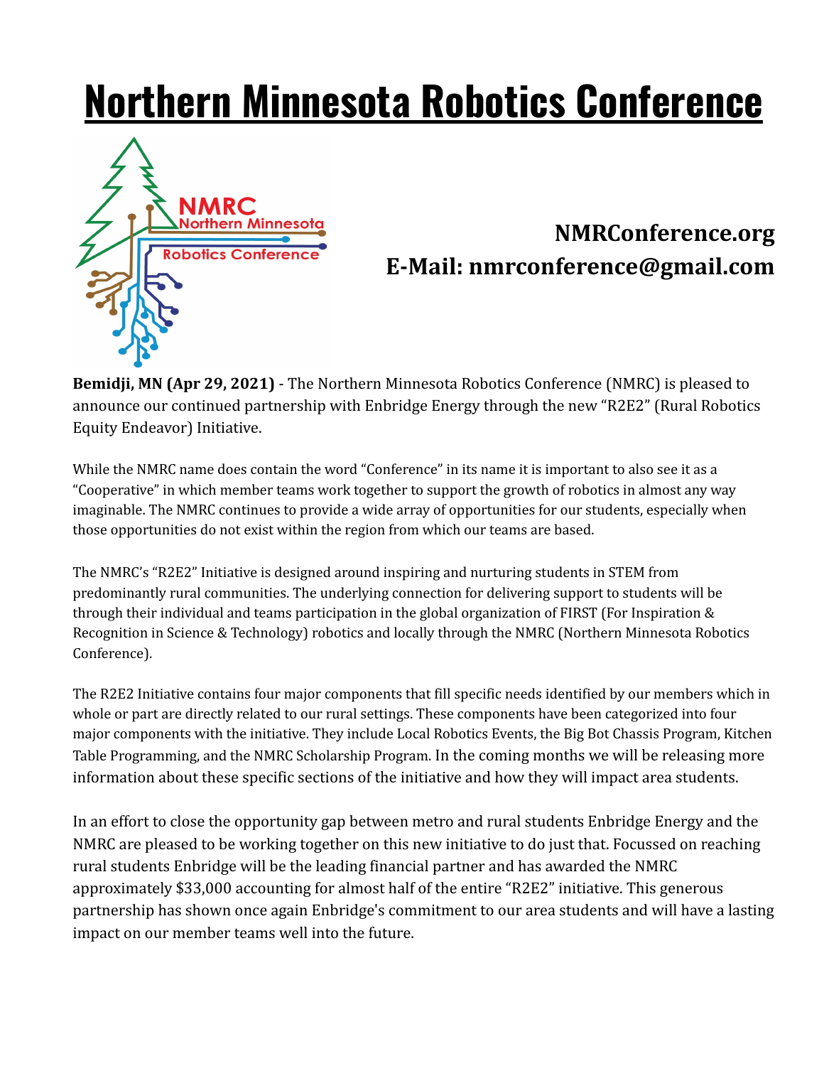# Northern Minnesota Robotics Conference

**NMRConference.org**
**E-Mail: nmrconference@gmail.com**

**Bemidji, MN (Apr 29, 2021)** - The Northern Minnesota Robotics Conference (NMRC) is pleased to announce our continued partnership with Enbridge Energy through the new "R2E2" (Rural Robotics Equity Endeavor) Initiative.

While the NMRC name does contain the word "Conference" in its name it is important to also see it as a "Cooperative" in which member teams work together to support the growth of robotics in almost any way imaginable. The NMRC continues to provide a wide array of opportunities for our students, especially when those opportunities do not exist within the region from which our teams are based.

The NMRC's "R2E2" Initiative is designed around inspiring and nurturing students in STEM from predominantly rural communities. The underlying connection for delivering support to students will be through their individual and teams participation in the global organization of FIRST (For Inspiration & Recognition in Science & Technology) robotics and locally through the NMRC (Northern Minnesota Robotics Conference).

The R2E2 Initiative contains four major components that fill specific needs identified by our members which in whole or part are directly related to our rural settings. These components have been categorized into four major components with the initiative. They include Local Robotics Events, the Big Bot Chassis Program, Kitchen Table Programming, and the NMRC Scholarship Program. In the coming months we will be releasing more information about these specific sections of the initiative and how they will impact area students.

In an effort to close the opportunity gap between metro and rural students Enbridge Energy and the NMRC are pleased to be working together on this new initiative to do just that. Focussed on reaching rural students Enbridge will be the leading financial partner and has awarded the NMRC approximately $33,000 accounting for almost half of the entire "R2E2" initiative. This generous partnership has shown once again Enbridge's commitment to our area students and will have a lasting impact on our member teams well into the future.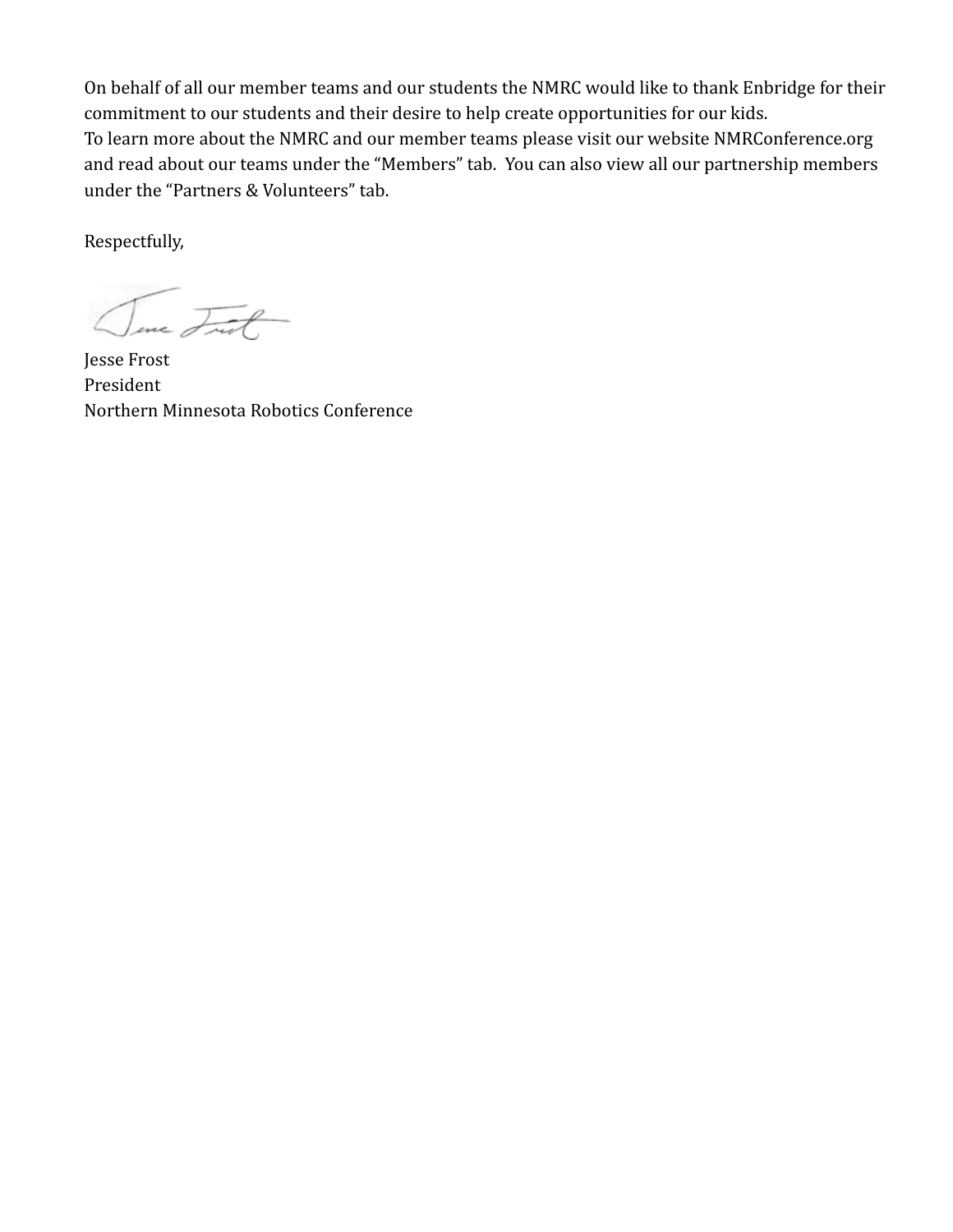On behalf of all our member teams and our students the NMRC would like to thank Enbridge for their commitment to our students and their desire to help create opportunities for our kids.
To learn more about the NMRC and our member teams please visit our website NMRConference.org and read about our teams under the "Members" tab. You can also view all our partnership members under the "Partners & Volunteers" tab.

Respectfully,

Jesse Frost
President
Northern Minnesota Robotics Conference